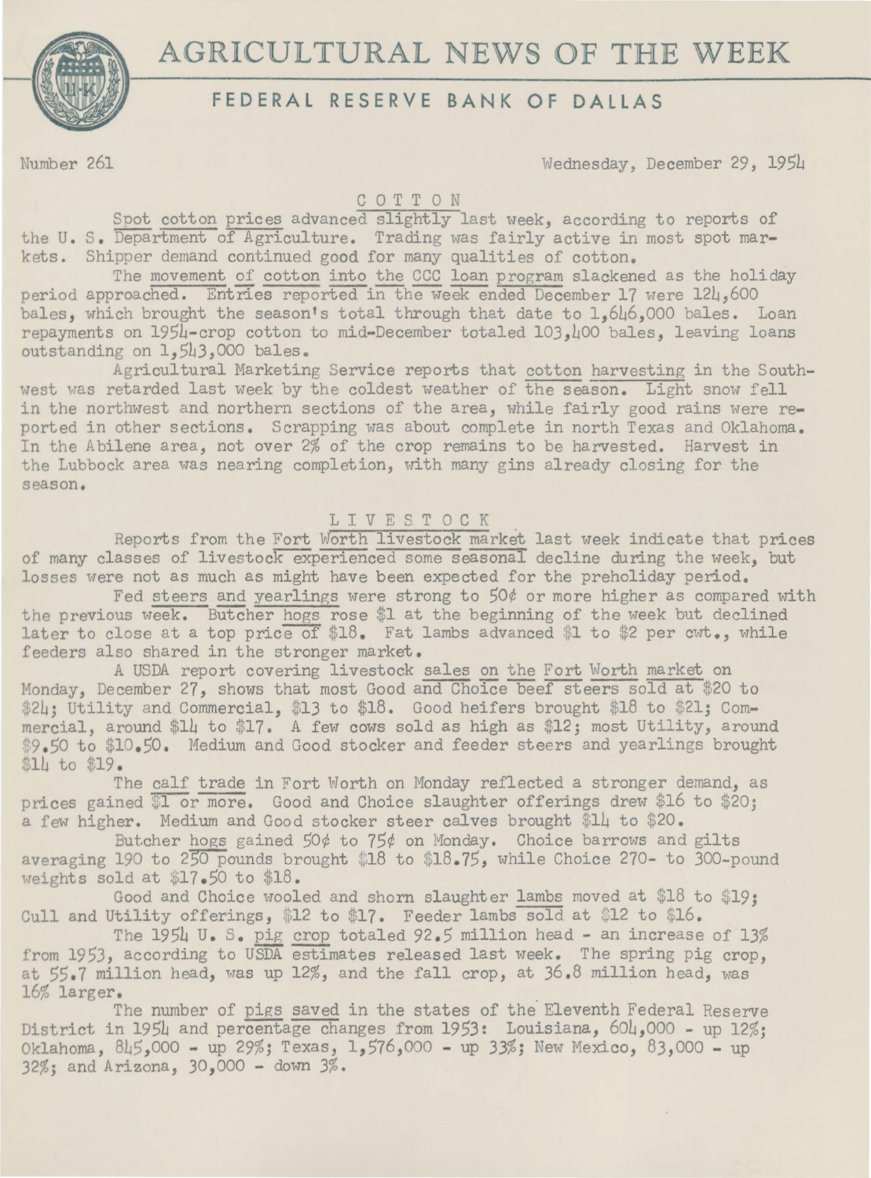# AGRICULTURAL NEWS OF THE WEEK

## FEDERAL RESERVE BANK OF DALLAS

Number 261 Wednesday, December 29, 1954

### COTTON

Spot cotton prices advanced slightly last week, according to reports of the U. S. Department of Agriculture. Trading was fairly active in most spot markets. Shipper demand continued good for many qualities of cotton.

The movement of cotton into the CCC loan program slackened as the holiday period approached. Entries reported in the week ended December 17 were 124,600 bales, which brought the season's total through that date to 1,646,000 bales. Loan repayments on 1954-crop cotton to mid-December totaled 103,400 bales, leaving loans outstanding on 1,543,000 bales.

Agricultural Marketing Service reports that cotton harvesting in the Southwest was retarded last week by the coldest weather of the season. Light snow fell in the northwest and northern sections of the area, while fairly good rains were reported in other sections. Scrapping was about complete in north Texas and Oklahoma. In the Abilene area, not over 2% of the crop remains to be harvested. Harvest in the Lubbock area was nearing completion, with many gins already closing for the season.

### LIVESTOCK

Reports from the Fort Worth livestock market last week indicate that prices of many classes of livestock experienced some seasonal decline during the week, but losses were not as much as might have been expected for the preholiday period.

Fed steers and yearlings were strong to 50¢ or more higher as compared with the previous week. Butcher hogs rose $1 at the beginning of the week but declined later to close at a top price of $18. Fat lambs advanced $1 to $2 per cwt., while feeders also shared in the stronger market.

A USDA report covering livestock sales on the Fort Worth market on Monday, December 27, shows that most Good and Choice beef steers sold at $20 to $24; Utility and Commercial, $13 to $18. Good heifers brought $18 to $21; Commercial, around $14 to $17. A few cows sold as high as $12; most Utility, around $9.50 to $10.50. Medium and Good stocker and feeder steers and yearlings brought $14 to $19.

The calf trade in Fort Worth on Monday reflected a stronger demand, as prices gained $1 or more. Good and Choice slaughter offerings drew $16 to $20; a few higher. Medium and Good stocker steer calves brought $14 to $20.

Butcher hogs gained 50¢ to 75¢ on Monday. Choice barrows and gilts averaging 190 to 250 pounds brought $18 to $18.75, while Choice 270- to 300-pound weights sold at $17.50 to $18.

Good and Choice wooled and shorn slaughter lambs moved at $18 to $19; Cull and Utility offerings, $12 to $17. Feeder lambs sold at $12 to $16.

The 1954 U. S. pig crop totaled 92.5 million head - an increase of 13% from 1953, according to USDA estimates released last week. The spring pig crop, at 55.7 million head, was up 12%, and the fall crop, at 36.8 million head, was 16% larger.

The number of pigs saved in the states of the Eleventh Federal Reserve District in 1954 and percentage changes from 1953: Louisiana, 604,000 - up 12%; Oklahoma, 845,000 - up 29%; Texas, 1,576,000 - up 33%; New Mexico, 83,000 - up 32%; and Arizona, 30,000 - down 3%.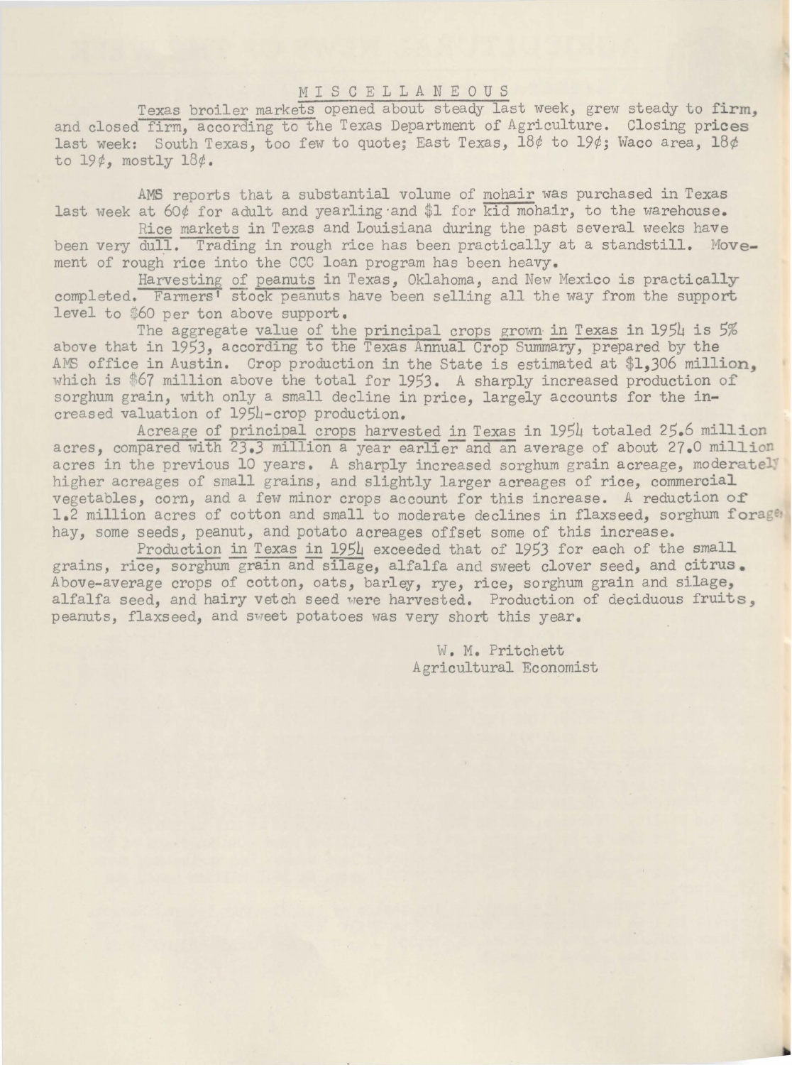## MISCELLANEOUS

Texas broiler markets opened about steady last week, grew steady to firm, and closed firm, according to the Texas Department of Agriculture. Closing prices last week: South Texas, too few to quote; East Texas, 18¢ to 19¢; Waco area, 18¢ to 19¢, mostly 18¢.

AMS reports that a substantial volume of mohair was purchased in Texas last week at 60¢ for adult and yearling and $1 for kid mohair, to the warehouse.

Rice markets in Texas and Louisiana during the past several weeks have been very dull. Trading in rough rice has been practically at a standstill. Movement of rough rice into the CCC loan program has been heavy.

Harvesting of peanuts in Texas, Oklahoma, and New Mexico is practically completed. Farmers' stock peanuts have been selling all the way from the support level to $60 per ton above support.

The aggregate value of the principal crops grown in Texas in 1954 is 5% above that in 1953, according to the Texas Annual Crop Summary, prepared by the AMS office in Austin. Crop production in the State is estimated at $1,306 million, which is $67 million above the total for 1953. A sharply increased production of sorghum grain, with only a small decline in price, largely accounts for the increased valuation of 1954-crop production.

Acreage of principal crops harvested in Texas in 1954 totaled 25.6 million acres, compared with 23.3 million a year earlier and an average of about 27.0 million acres in the previous 10 years. A sharply increased sorghum grain acreage, moderately higher acreages of small grains, and slightly larger acreages of rice, commercial vegetables, corn, and a few minor crops account for this increase. A reduction of 1.2 million acres of cotton and small to moderate declines in flaxseed, sorghum forage hay, some seeds, peanut, and potato acreages offset some of this increase.

Production in Texas in 1954 exceeded that of 1953 for each of the small grains, rice, sorghum grain and silage, alfalfa and sweet clover seed, and citrus. Above-average crops of cotton, oats, barley, rye, rice, sorghum grain and silage, alfalfa seed, and hairy vetch seed were harvested. Production of deciduous fruits, peanuts, flaxseed, and sweet potatoes was very short this year.

W. M. Pritchett
Agricultural Economist